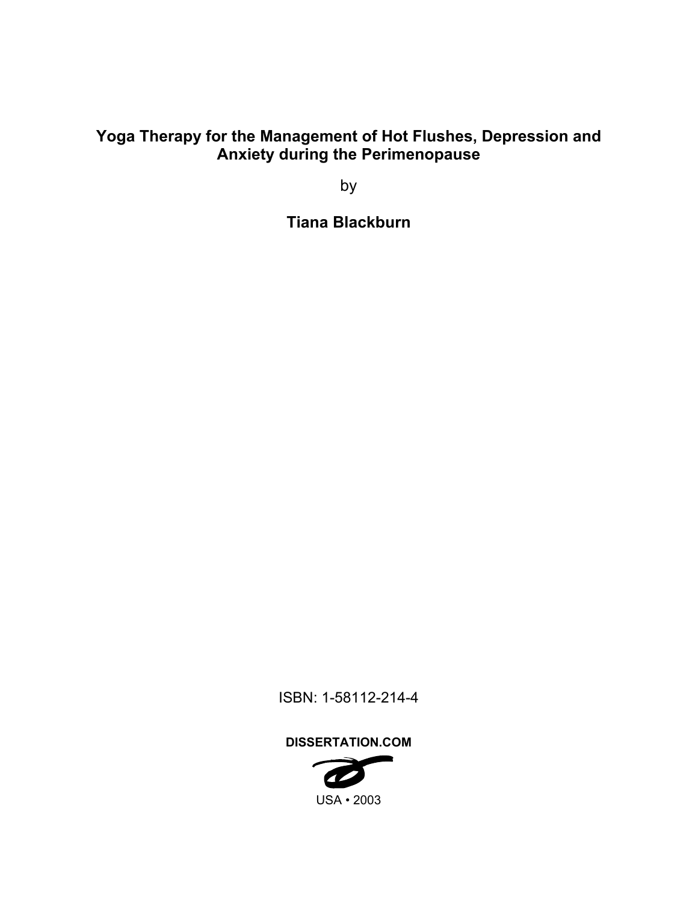# Yoga Therapy for the Management of Hot Flushes, Depression and Anxiety during the Perimenopause

by

**Tiana Blackburn**

ISBN: 1-58112-214-4

**DISSERTATION.COM**

USA • 2003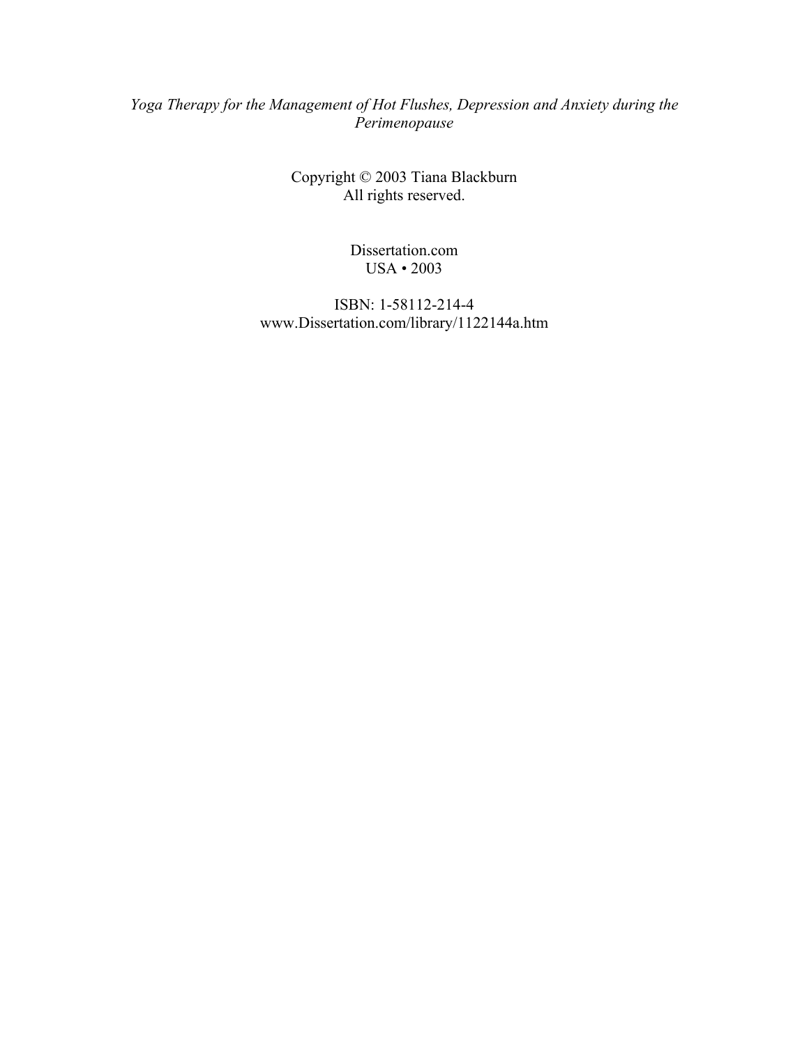*Yoga Therapy for the Management of Hot Flushes, Depression and Anxiety during the Perimenopause*

Copyright © 2003 Tiana Blackburn
All rights reserved.

Dissertation.com
USA • 2003

ISBN: 1-58112-214-4
www.Dissertation.com/library/1122144a.htm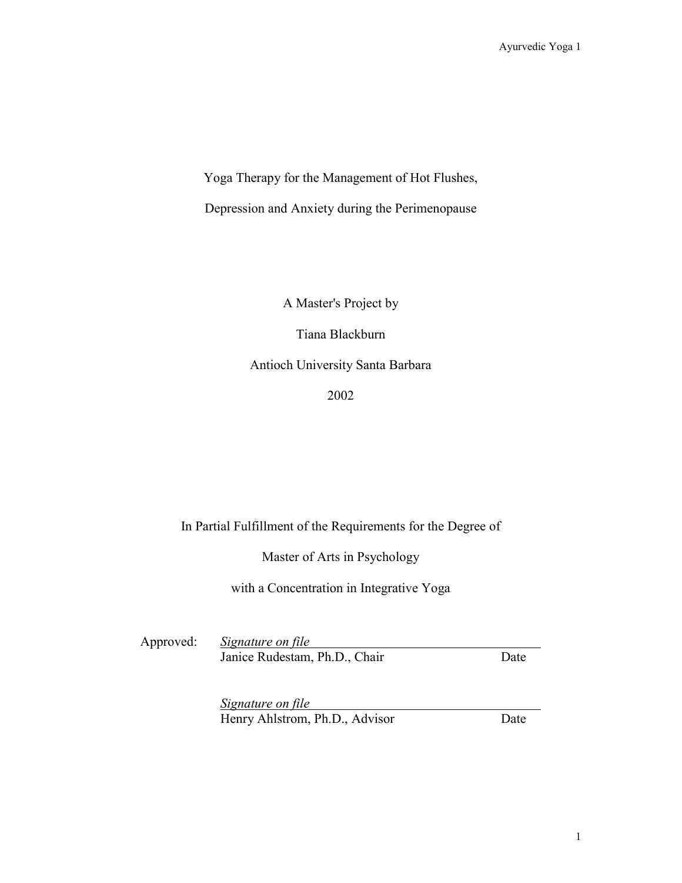# Yoga Therapy for the Management of Hot Flushes, Depression and Anxiety during the Perimenopause

A Master's Project by

Tiana Blackburn

Antioch University Santa Barbara

2002

In Partial Fulfillment of the Requirements for the Degree of

Master of Arts in Psychology

with a Concentration in Integrative Yoga

Approved:

*Signature on file*
Janice Rudestam, Ph.D., Chair — Date

*Signature on file*
Henry Ahlstrom, Ph.D., Advisor — Date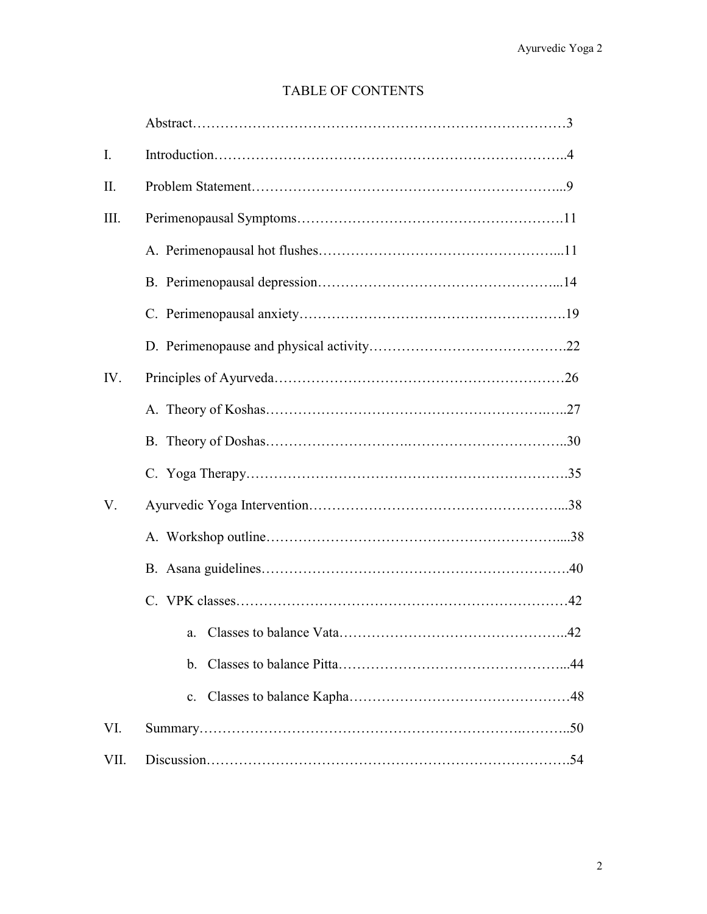# TABLE OF CONTENTS

Abstract……………………………………………………………………3

I. Introduction…………………………………………………………………4

II. Problem Statement…………………………………………………………9

III. Perimenopausal Symptoms………………………………………………11

- A. Perimenopausal hot flushes……………………………………………11
- B. Perimenopausal depression……………………………………………14
- C. Perimenopausal anxiety………………………………………………19
- D. Perimenopause and physical activity…………………………………22

IV. Principles of Ayurveda……………………………………………………26

- A. Theory of Koshas………………………………………………………27
- B. Theory of Doshas………………………………………………………30
- C. Yoga Therapy……………………………………………………………35

V. Ayurvedic Yoga Intervention………………………………………………38

- A. Workshop outline………………………………………………………38
- B. Asana guidelines………………………………………………………40
- C. VPK classes……………………………………………………………42
    - a. Classes to balance Vata………………………………………42
    - b. Classes to balance Pitta………………………………………44
    - c. Classes to balance Kapha……………………………………48

VI. Summary…………………………………………………………………50

VII. Discussion………………………………………………………………54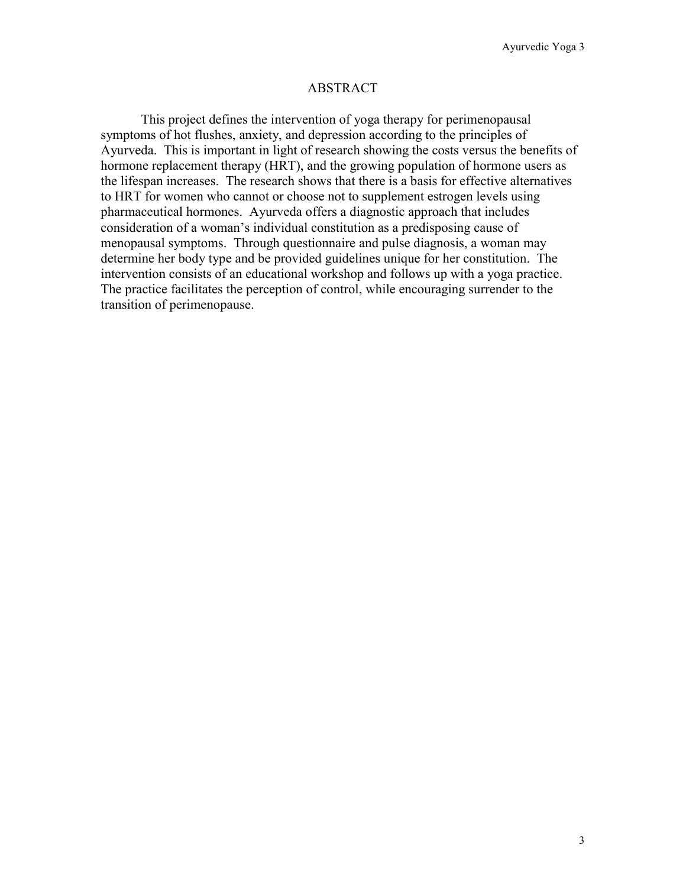# ABSTRACT

This project defines the intervention of yoga therapy for perimenopausal symptoms of hot flushes, anxiety, and depression according to the principles of Ayurveda. This is important in light of research showing the costs versus the benefits of hormone replacement therapy (HRT), and the growing population of hormone users as the lifespan increases. The research shows that there is a basis for effective alternatives to HRT for women who cannot or choose not to supplement estrogen levels using pharmaceutical hormones. Ayurveda offers a diagnostic approach that includes consideration of a woman's individual constitution as a predisposing cause of menopausal symptoms. Through questionnaire and pulse diagnosis, a woman may determine her body type and be provided guidelines unique for her constitution. The intervention consists of an educational workshop and follows up with a yoga practice. The practice facilitates the perception of control, while encouraging surrender to the transition of perimenopause.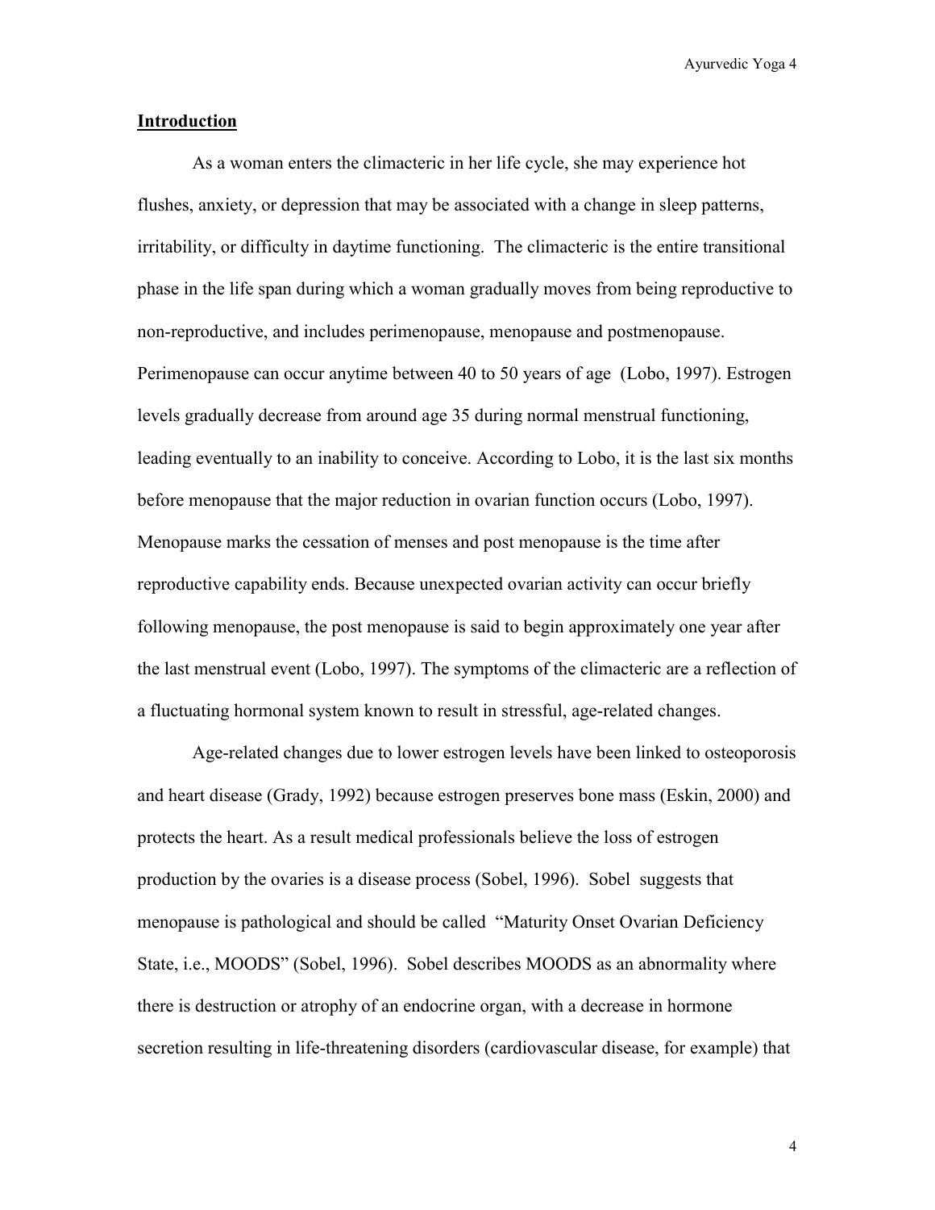## Introduction

As a woman enters the climacteric in her life cycle, she may experience hot flushes, anxiety, or depression that may be associated with a change in sleep patterns, irritability, or difficulty in daytime functioning. The climacteric is the entire transitional phase in the life span during which a woman gradually moves from being reproductive to non-reproductive, and includes perimenopause, menopause and postmenopause. Perimenopause can occur anytime between 40 to 50 years of age (Lobo, 1997). Estrogen levels gradually decrease from around age 35 during normal menstrual functioning, leading eventually to an inability to conceive. According to Lobo, it is the last six months before menopause that the major reduction in ovarian function occurs (Lobo, 1997). Menopause marks the cessation of menses and post menopause is the time after reproductive capability ends. Because unexpected ovarian activity can occur briefly following menopause, the post menopause is said to begin approximately one year after the last menstrual event (Lobo, 1997). The symptoms of the climacteric are a reflection of a fluctuating hormonal system known to result in stressful, age-related changes.

Age-related changes due to lower estrogen levels have been linked to osteoporosis and heart disease (Grady, 1992) because estrogen preserves bone mass (Eskin, 2000) and protects the heart. As a result medical professionals believe the loss of estrogen production by the ovaries is a disease process (Sobel, 1996). Sobel suggests that menopause is pathological and should be called "Maturity Onset Ovarian Deficiency State, i.e., MOODS" (Sobel, 1996). Sobel describes MOODS as an abnormality where there is destruction or atrophy of an endocrine organ, with a decrease in hormone secretion resulting in life-threatening disorders (cardiovascular disease, for example) that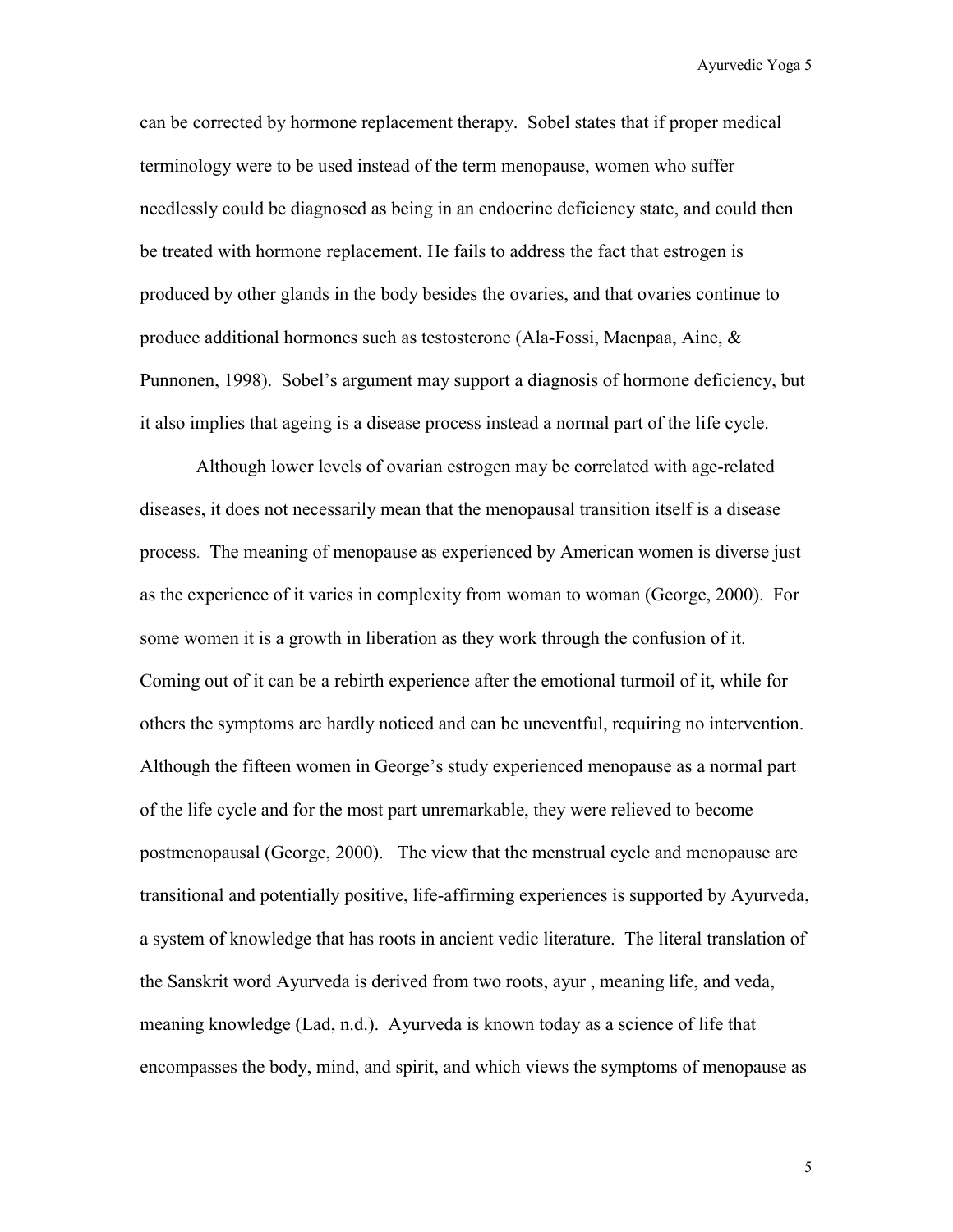can be corrected by hormone replacement therapy. Sobel states that if proper medical terminology were to be used instead of the term menopause, women who suffer needlessly could be diagnosed as being in an endocrine deficiency state, and could then be treated with hormone replacement. He fails to address the fact that estrogen is produced by other glands in the body besides the ovaries, and that ovaries continue to produce additional hormones such as testosterone (Ala-Fossi, Maenpaa, Aine, & Punnonen, 1998). Sobel's argument may support a diagnosis of hormone deficiency, but it also implies that ageing is a disease process instead a normal part of the life cycle.

Although lower levels of ovarian estrogen may be correlated with age-related diseases, it does not necessarily mean that the menopausal transition itself is a disease process. The meaning of menopause as experienced by American women is diverse just as the experience of it varies in complexity from woman to woman (George, 2000). For some women it is a growth in liberation as they work through the confusion of it. Coming out of it can be a rebirth experience after the emotional turmoil of it, while for others the symptoms are hardly noticed and can be uneventful, requiring no intervention. Although the fifteen women in George's study experienced menopause as a normal part of the life cycle and for the most part unremarkable, they were relieved to become postmenopausal (George, 2000). The view that the menstrual cycle and menopause are transitional and potentially positive, life-affirming experiences is supported by Ayurveda, a system of knowledge that has roots in ancient vedic literature. The literal translation of the Sanskrit word Ayurveda is derived from two roots, ayur , meaning life, and veda, meaning knowledge (Lad, n.d.). Ayurveda is known today as a science of life that encompasses the body, mind, and spirit, and which views the symptoms of menopause as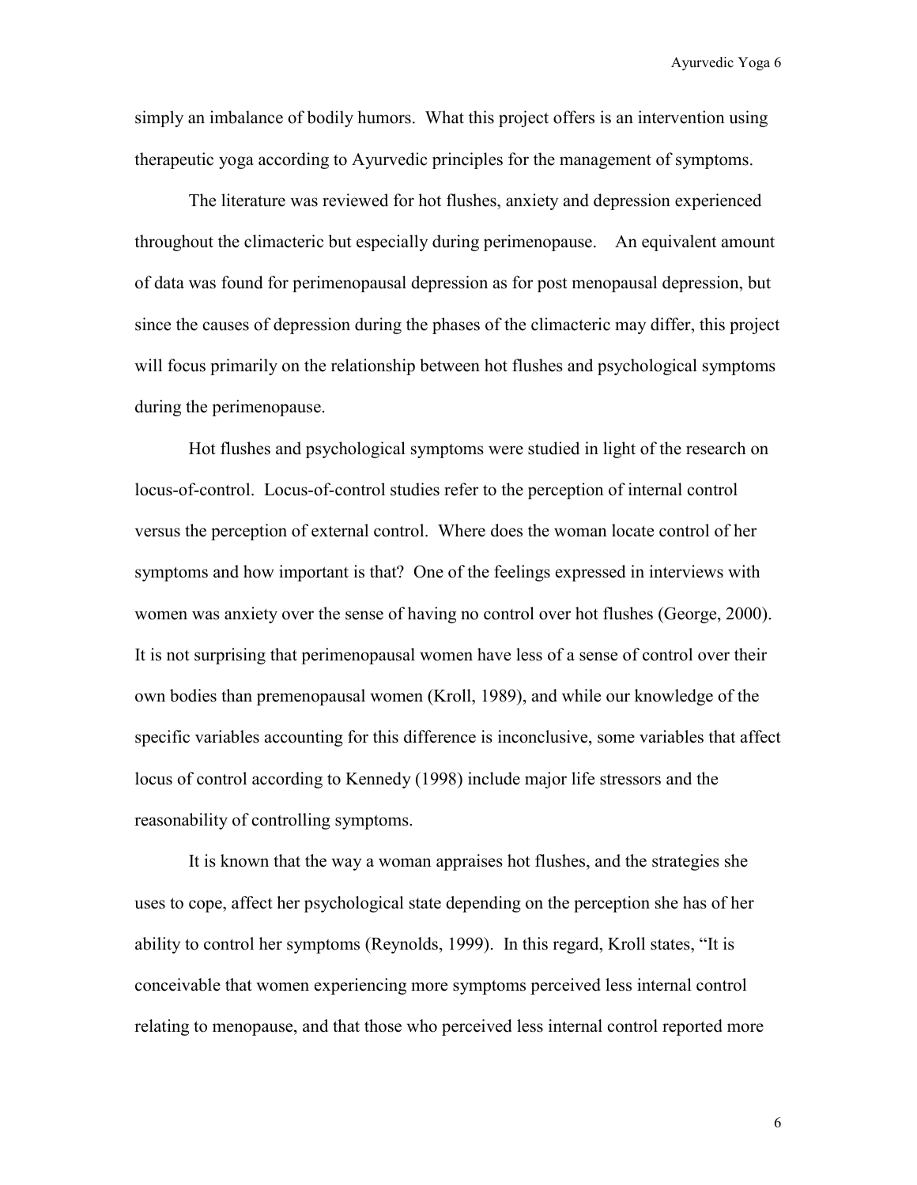simply an imbalance of bodily humors. What this project offers is an intervention using therapeutic yoga according to Ayurvedic principles for the management of symptoms.

The literature was reviewed for hot flushes, anxiety and depression experienced throughout the climacteric but especially during perimenopause. An equivalent amount of data was found for perimenopausal depression as for post menopausal depression, but since the causes of depression during the phases of the climacteric may differ, this project will focus primarily on the relationship between hot flushes and psychological symptoms during the perimenopause.

Hot flushes and psychological symptoms were studied in light of the research on locus-of-control. Locus-of-control studies refer to the perception of internal control versus the perception of external control. Where does the woman locate control of her symptoms and how important is that? One of the feelings expressed in interviews with women was anxiety over the sense of having no control over hot flushes (George, 2000). It is not surprising that perimenopausal women have less of a sense of control over their own bodies than premenopausal women (Kroll, 1989), and while our knowledge of the specific variables accounting for this difference is inconclusive, some variables that affect locus of control according to Kennedy (1998) include major life stressors and the reasonability of controlling symptoms.

It is known that the way a woman appraises hot flushes, and the strategies she uses to cope, affect her psychological state depending on the perception she has of her ability to control her symptoms (Reynolds, 1999). In this regard, Kroll states, "It is conceivable that women experiencing more symptoms perceived less internal control relating to menopause, and that those who perceived less internal control reported more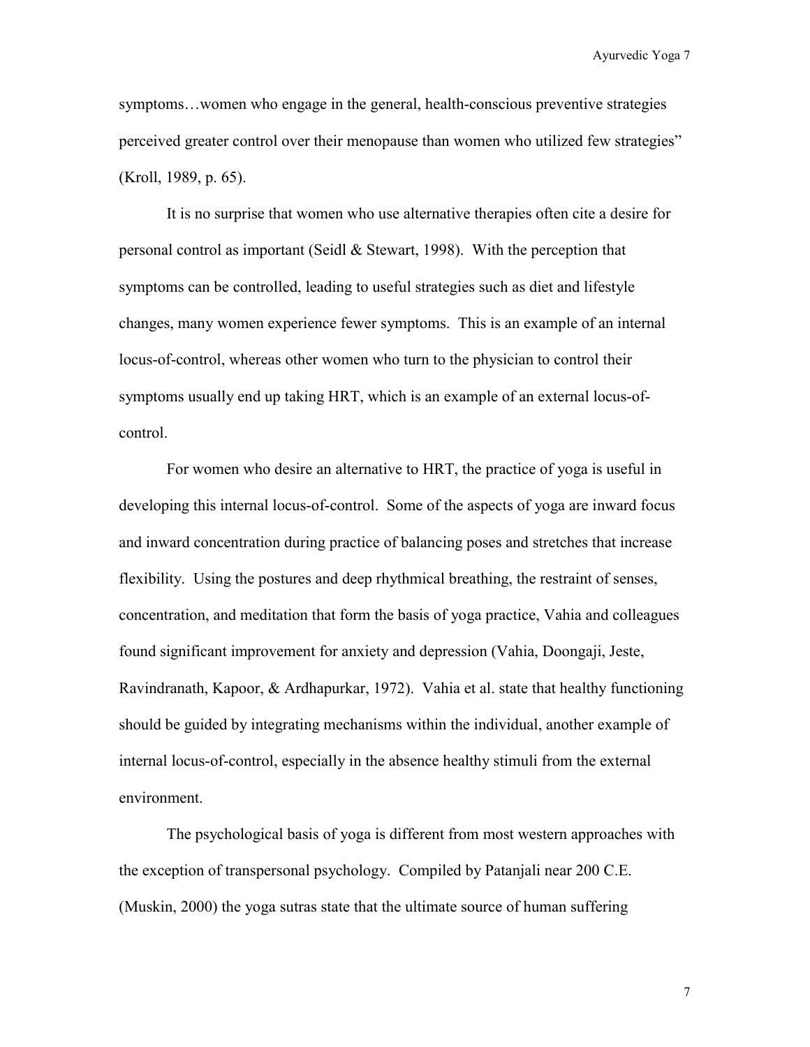symptoms…women who engage in the general, health-conscious preventive strategies perceived greater control over their menopause than women who utilized few strategies" (Kroll, 1989, p. 65).

It is no surprise that women who use alternative therapies often cite a desire for personal control as important (Seidl & Stewart, 1998). With the perception that symptoms can be controlled, leading to useful strategies such as diet and lifestyle changes, many women experience fewer symptoms. This is an example of an internal locus-of-control, whereas other women who turn to the physician to control their symptoms usually end up taking HRT, which is an example of an external locus-of-control.

For women who desire an alternative to HRT, the practice of yoga is useful in developing this internal locus-of-control. Some of the aspects of yoga are inward focus and inward concentration during practice of balancing poses and stretches that increase flexibility. Using the postures and deep rhythmical breathing, the restraint of senses, concentration, and meditation that form the basis of yoga practice, Vahia and colleagues found significant improvement for anxiety and depression (Vahia, Doongaji, Jeste, Ravindranath, Kapoor, & Ardhapurkar, 1972). Vahia et al. state that healthy functioning should be guided by integrating mechanisms within the individual, another example of internal locus-of-control, especially in the absence healthy stimuli from the external environment.

The psychological basis of yoga is different from most western approaches with the exception of transpersonal psychology. Compiled by Patanjali near 200 C.E. (Muskin, 2000) the yoga sutras state that the ultimate source of human suffering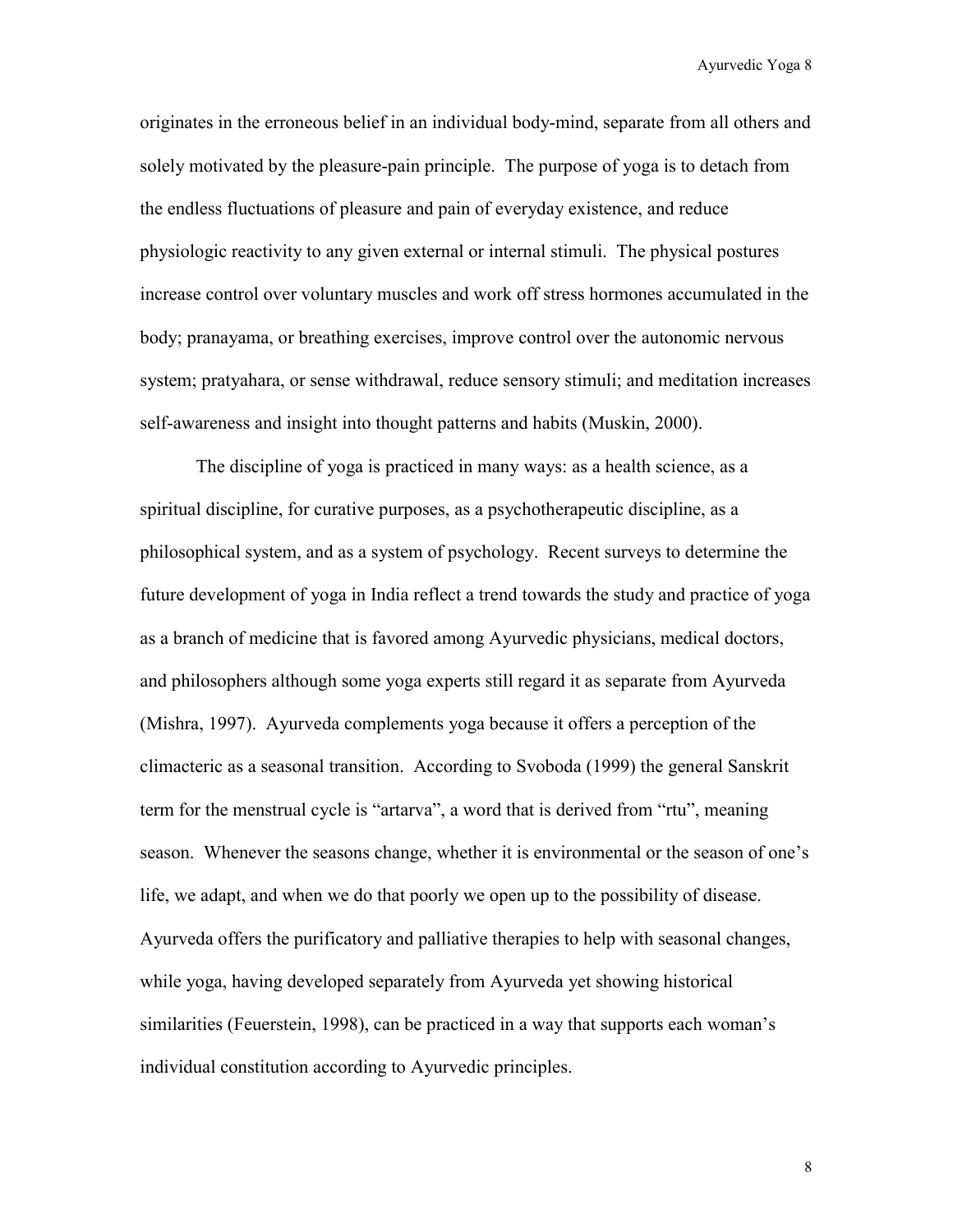originates in the erroneous belief in an individual body-mind, separate from all others and solely motivated by the pleasure-pain principle. The purpose of yoga is to detach from the endless fluctuations of pleasure and pain of everyday existence, and reduce physiologic reactivity to any given external or internal stimuli. The physical postures increase control over voluntary muscles and work off stress hormones accumulated in the body; pranayama, or breathing exercises, improve control over the autonomic nervous system; pratyahara, or sense withdrawal, reduce sensory stimuli; and meditation increases self-awareness and insight into thought patterns and habits (Muskin, 2000).

The discipline of yoga is practiced in many ways: as a health science, as a spiritual discipline, for curative purposes, as a psychotherapeutic discipline, as a philosophical system, and as a system of psychology. Recent surveys to determine the future development of yoga in India reflect a trend towards the study and practice of yoga as a branch of medicine that is favored among Ayurvedic physicians, medical doctors, and philosophers although some yoga experts still regard it as separate from Ayurveda (Mishra, 1997). Ayurveda complements yoga because it offers a perception of the climacteric as a seasonal transition. According to Svoboda (1999) the general Sanskrit term for the menstrual cycle is "artarva", a word that is derived from "rtu", meaning season. Whenever the seasons change, whether it is environmental or the season of one's life, we adapt, and when we do that poorly we open up to the possibility of disease. Ayurveda offers the purificatory and palliative therapies to help with seasonal changes, while yoga, having developed separately from Ayurveda yet showing historical similarities (Feuerstein, 1998), can be practiced in a way that supports each woman's individual constitution according to Ayurvedic principles.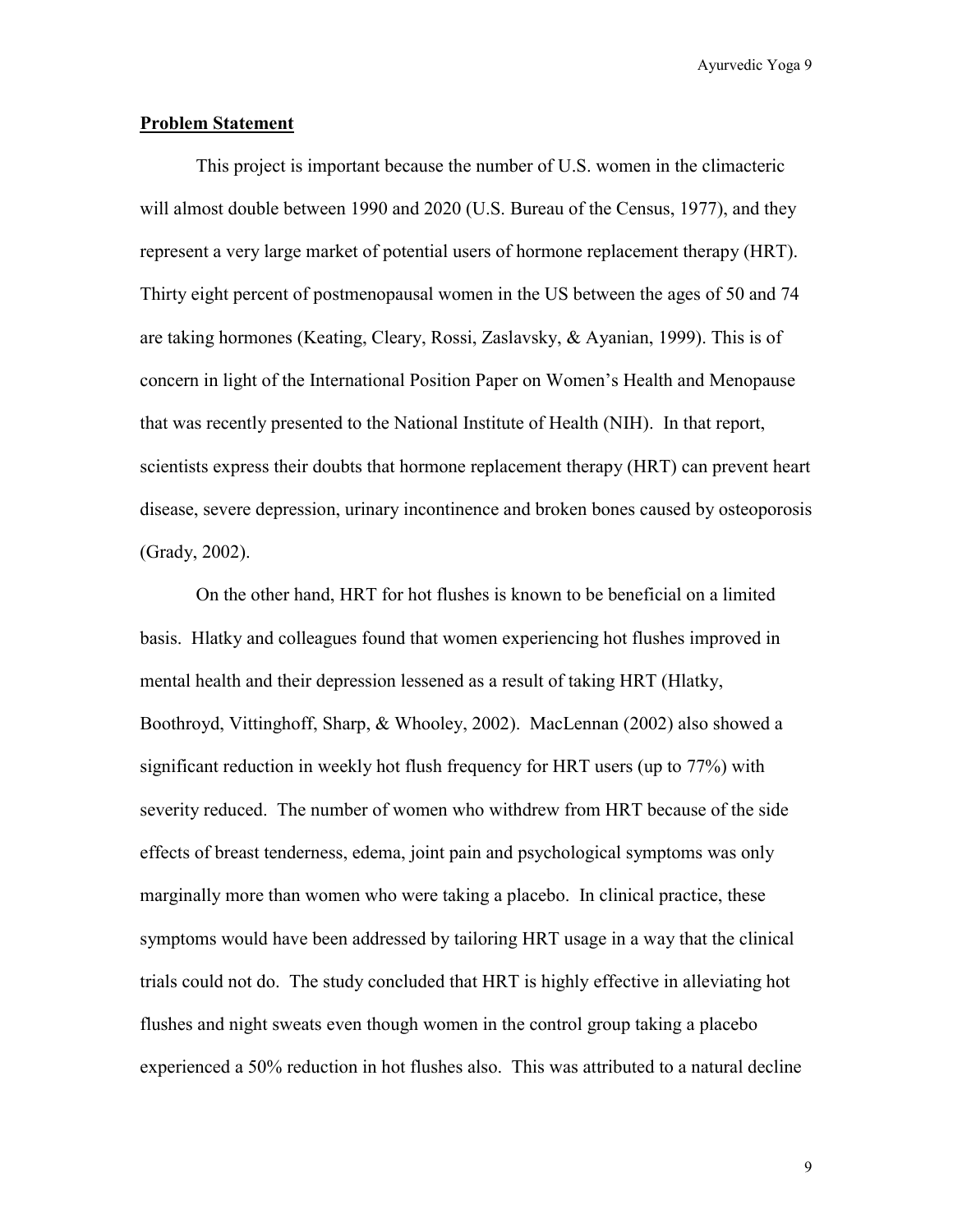## Problem Statement

This project is important because the number of U.S. women in the climacteric will almost double between 1990 and 2020 (U.S. Bureau of the Census, 1977), and they represent a very large market of potential users of hormone replacement therapy (HRT). Thirty eight percent of postmenopausal women in the US between the ages of 50 and 74 are taking hormones (Keating, Cleary, Rossi, Zaslavsky, & Ayanian, 1999). This is of concern in light of the International Position Paper on Women's Health and Menopause that was recently presented to the National Institute of Health (NIH). In that report, scientists express their doubts that hormone replacement therapy (HRT) can prevent heart disease, severe depression, urinary incontinence and broken bones caused by osteoporosis (Grady, 2002).

On the other hand, HRT for hot flushes is known to be beneficial on a limited basis. Hlatky and colleagues found that women experiencing hot flushes improved in mental health and their depression lessened as a result of taking HRT (Hlatky, Boothroyd, Vittinghoff, Sharp, & Whooley, 2002). MacLennan (2002) also showed a significant reduction in weekly hot flush frequency for HRT users (up to 77%) with severity reduced. The number of women who withdrew from HRT because of the side effects of breast tenderness, edema, joint pain and psychological symptoms was only marginally more than women who were taking a placebo. In clinical practice, these symptoms would have been addressed by tailoring HRT usage in a way that the clinical trials could not do. The study concluded that HRT is highly effective in alleviating hot flushes and night sweats even though women in the control group taking a placebo experienced a 50% reduction in hot flushes also. This was attributed to a natural decline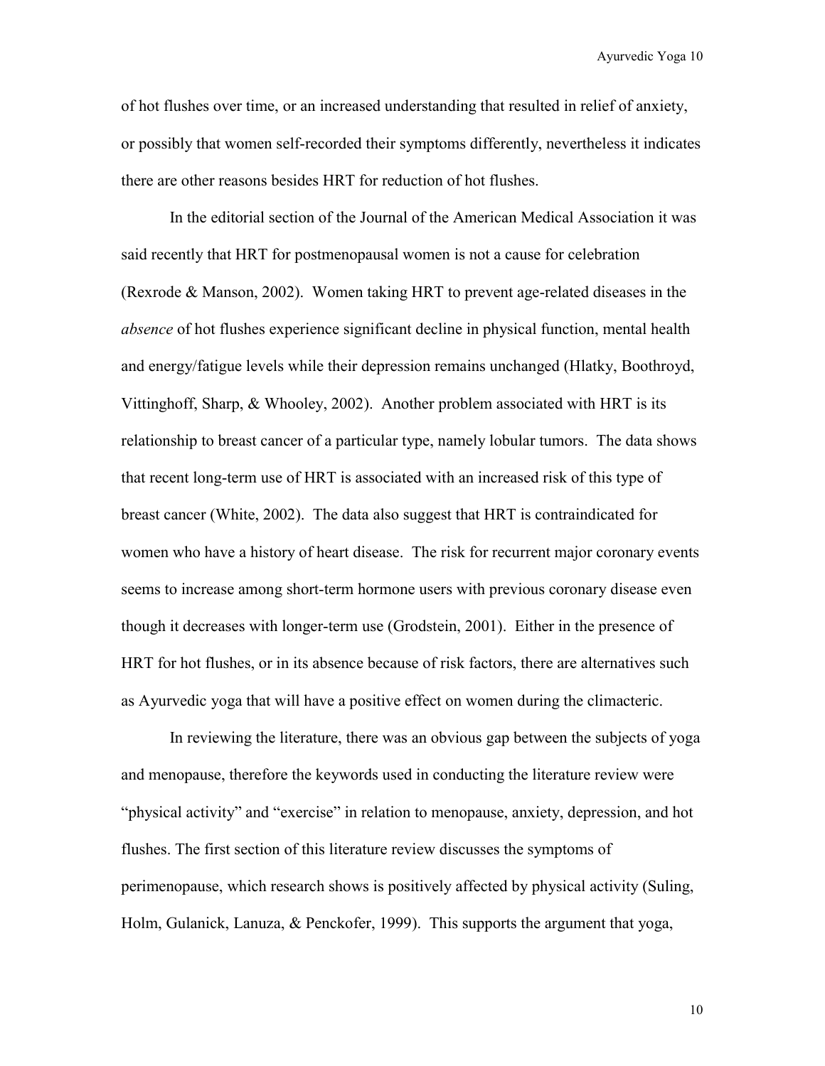of hot flushes over time, or an increased understanding that resulted in relief of anxiety, or possibly that women self-recorded their symptoms differently, nevertheless it indicates there are other reasons besides HRT for reduction of hot flushes.

In the editorial section of the Journal of the American Medical Association it was said recently that HRT for postmenopausal women is not a cause for celebration (Rexrode & Manson, 2002). Women taking HRT to prevent age-related diseases in the *absence* of hot flushes experience significant decline in physical function, mental health and energy/fatigue levels while their depression remains unchanged (Hlatky, Boothroyd, Vittinghoff, Sharp, & Whooley, 2002). Another problem associated with HRT is its relationship to breast cancer of a particular type, namely lobular tumors. The data shows that recent long-term use of HRT is associated with an increased risk of this type of breast cancer (White, 2002). The data also suggest that HRT is contraindicated for women who have a history of heart disease. The risk for recurrent major coronary events seems to increase among short-term hormone users with previous coronary disease even though it decreases with longer-term use (Grodstein, 2001). Either in the presence of HRT for hot flushes, or in its absence because of risk factors, there are alternatives such as Ayurvedic yoga that will have a positive effect on women during the climacteric.

In reviewing the literature, there was an obvious gap between the subjects of yoga and menopause, therefore the keywords used in conducting the literature review were "physical activity" and "exercise" in relation to menopause, anxiety, depression, and hot flushes. The first section of this literature review discusses the symptoms of perimenopause, which research shows is positively affected by physical activity (Suling, Holm, Gulanick, Lanuza, & Penckofer, 1999). This supports the argument that yoga,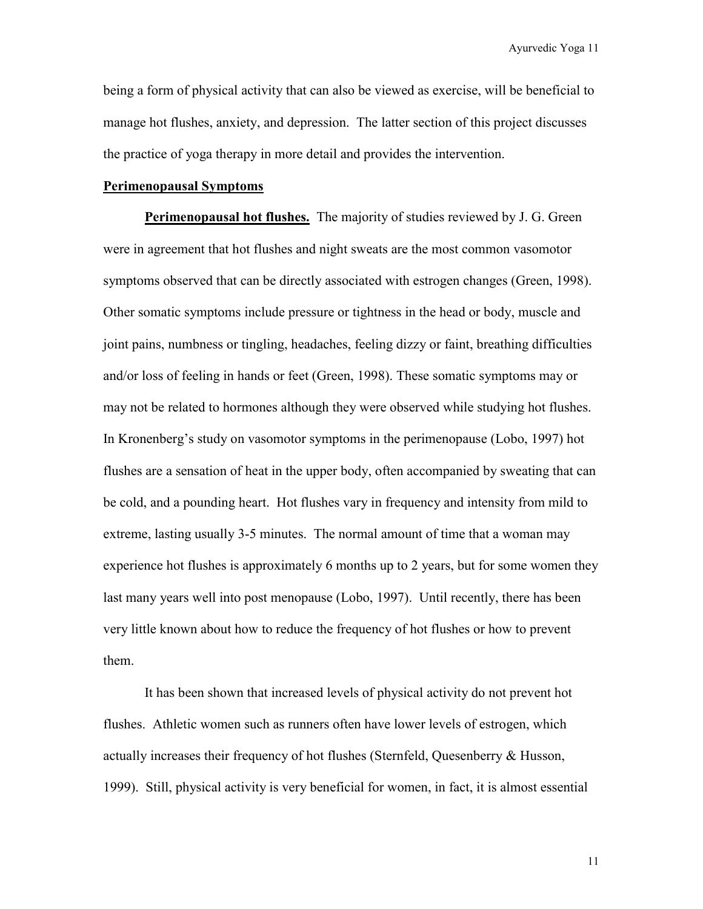being a form of physical activity that can also be viewed as exercise, will be beneficial to manage hot flushes, anxiety, and depression. The latter section of this project discusses the practice of yoga therapy in more detail and provides the intervention.

## Perimenopausal Symptoms

**Perimenopausal hot flushes.** The majority of studies reviewed by J. G. Green were in agreement that hot flushes and night sweats are the most common vasomotor symptoms observed that can be directly associated with estrogen changes (Green, 1998). Other somatic symptoms include pressure or tightness in the head or body, muscle and joint pains, numbness or tingling, headaches, feeling dizzy or faint, breathing difficulties and/or loss of feeling in hands or feet (Green, 1998). These somatic symptoms may or may not be related to hormones although they were observed while studying hot flushes. In Kronenberg's study on vasomotor symptoms in the perimenopause (Lobo, 1997) hot flushes are a sensation of heat in the upper body, often accompanied by sweating that can be cold, and a pounding heart. Hot flushes vary in frequency and intensity from mild to extreme, lasting usually 3-5 minutes. The normal amount of time that a woman may experience hot flushes is approximately 6 months up to 2 years, but for some women they last many years well into post menopause (Lobo, 1997). Until recently, there has been very little known about how to reduce the frequency of hot flushes or how to prevent them.

It has been shown that increased levels of physical activity do not prevent hot flushes. Athletic women such as runners often have lower levels of estrogen, which actually increases their frequency of hot flushes (Sternfeld, Quesenberry & Husson, 1999). Still, physical activity is very beneficial for women, in fact, it is almost essential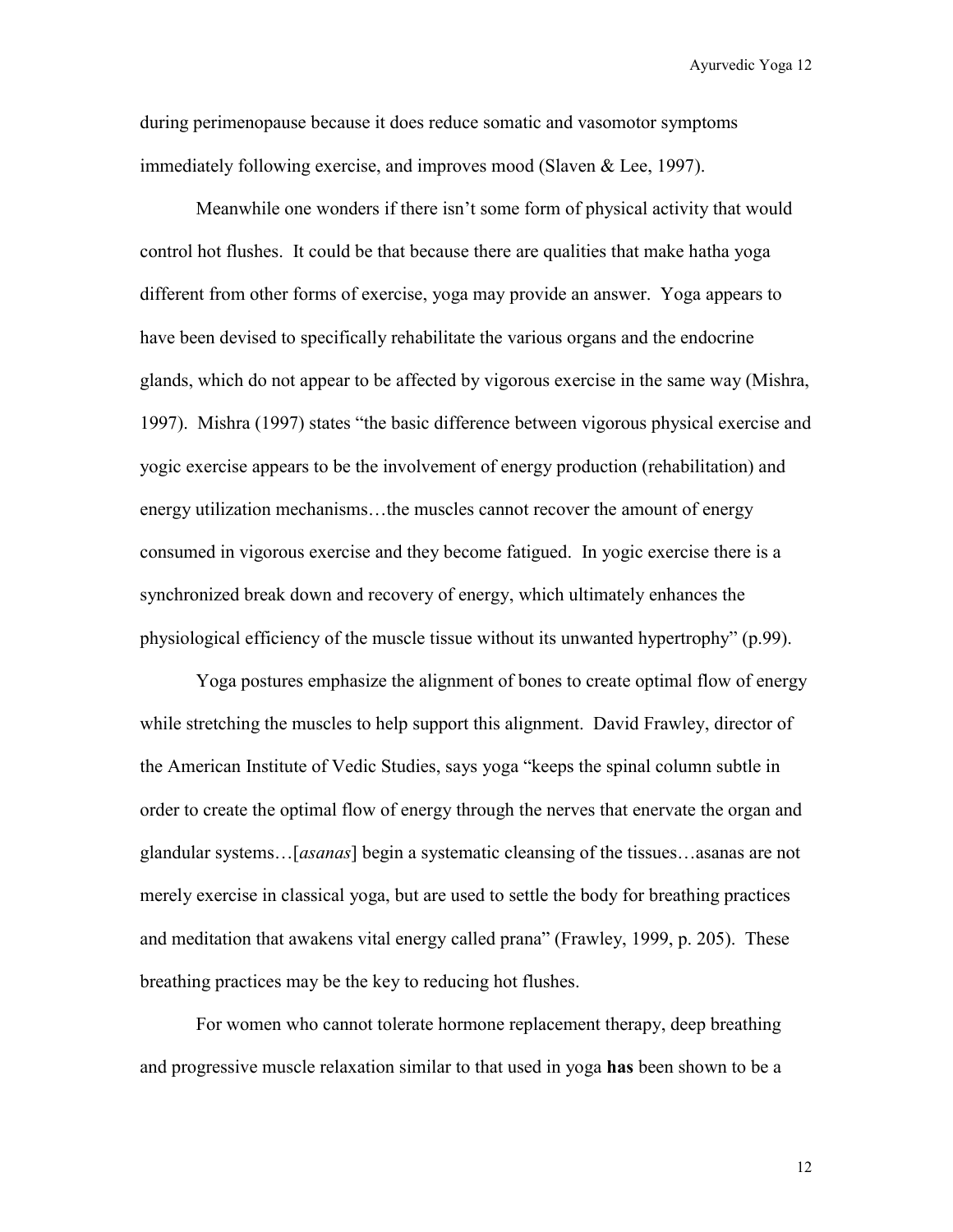during perimenopause because it does reduce somatic and vasomotor symptoms immediately following exercise, and improves mood (Slaven & Lee, 1997).

Meanwhile one wonders if there isn't some form of physical activity that would control hot flushes. It could be that because there are qualities that make hatha yoga different from other forms of exercise, yoga may provide an answer. Yoga appears to have been devised to specifically rehabilitate the various organs and the endocrine glands, which do not appear to be affected by vigorous exercise in the same way (Mishra, 1997). Mishra (1997) states "the basic difference between vigorous physical exercise and yogic exercise appears to be the involvement of energy production (rehabilitation) and energy utilization mechanisms…the muscles cannot recover the amount of energy consumed in vigorous exercise and they become fatigued. In yogic exercise there is a synchronized break down and recovery of energy, which ultimately enhances the physiological efficiency of the muscle tissue without its unwanted hypertrophy" (p.99).

Yoga postures emphasize the alignment of bones to create optimal flow of energy while stretching the muscles to help support this alignment. David Frawley, director of the American Institute of Vedic Studies, says yoga "keeps the spinal column subtle in order to create the optimal flow of energy through the nerves that enervate the organ and glandular systems…[*asanas*] begin a systematic cleansing of the tissues…asanas are not merely exercise in classical yoga, but are used to settle the body for breathing practices and meditation that awakens vital energy called prana" (Frawley, 1999, p. 205). These breathing practices may be the key to reducing hot flushes.

For women who cannot tolerate hormone replacement therapy, deep breathing and progressive muscle relaxation similar to that used in yoga **has** been shown to be a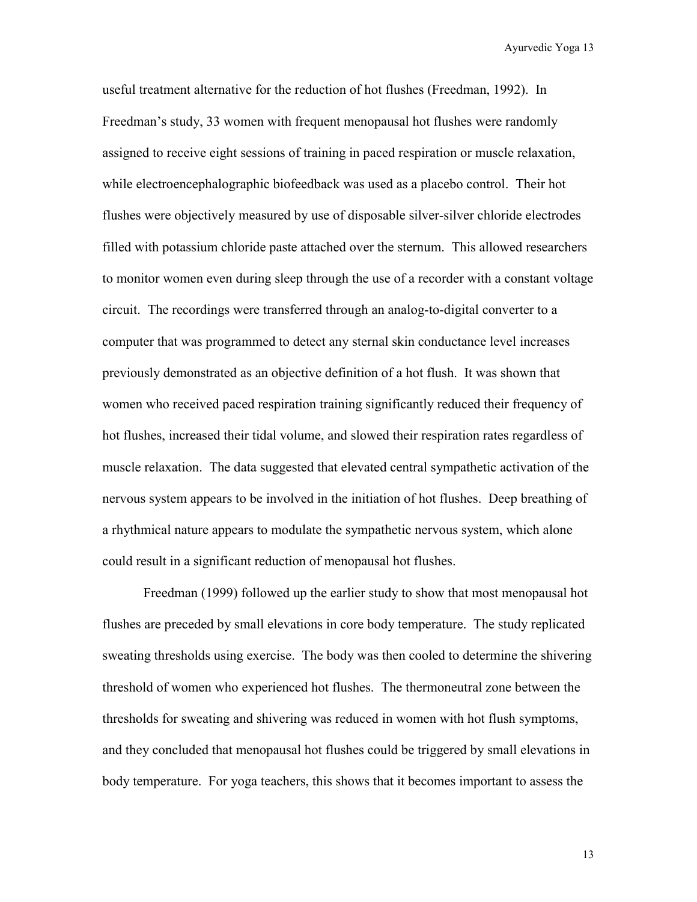useful treatment alternative for the reduction of hot flushes (Freedman, 1992). In Freedman's study, 33 women with frequent menopausal hot flushes were randomly assigned to receive eight sessions of training in paced respiration or muscle relaxation, while electroencephalographic biofeedback was used as a placebo control. Their hot flushes were objectively measured by use of disposable silver-silver chloride electrodes filled with potassium chloride paste attached over the sternum. This allowed researchers to monitor women even during sleep through the use of a recorder with a constant voltage circuit. The recordings were transferred through an analog-to-digital converter to a computer that was programmed to detect any sternal skin conductance level increases previously demonstrated as an objective definition of a hot flush. It was shown that women who received paced respiration training significantly reduced their frequency of hot flushes, increased their tidal volume, and slowed their respiration rates regardless of muscle relaxation. The data suggested that elevated central sympathetic activation of the nervous system appears to be involved in the initiation of hot flushes. Deep breathing of a rhythmical nature appears to modulate the sympathetic nervous system, which alone could result in a significant reduction of menopausal hot flushes.

Freedman (1999) followed up the earlier study to show that most menopausal hot flushes are preceded by small elevations in core body temperature. The study replicated sweating thresholds using exercise. The body was then cooled to determine the shivering threshold of women who experienced hot flushes. The thermoneutral zone between the thresholds for sweating and shivering was reduced in women with hot flush symptoms, and they concluded that menopausal hot flushes could be triggered by small elevations in body temperature. For yoga teachers, this shows that it becomes important to assess the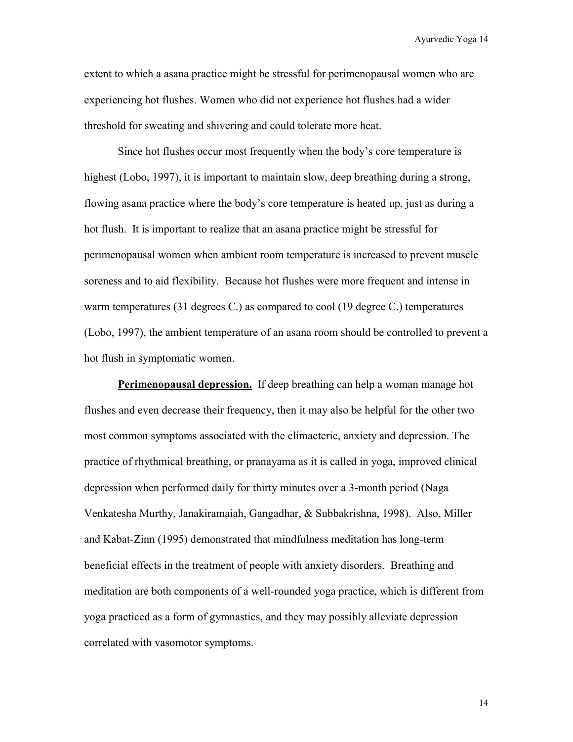extent to which a asana practice might be stressful for perimenopausal women who are experiencing hot flushes. Women who did not experience hot flushes had a wider threshold for sweating and shivering and could tolerate more heat.

Since hot flushes occur most frequently when the body's core temperature is highest (Lobo, 1997), it is important to maintain slow, deep breathing during a strong, flowing asana practice where the body's core temperature is heated up, just as during a hot flush. It is important to realize that an asana practice might be stressful for perimenopausal women when ambient room temperature is increased to prevent muscle soreness and to aid flexibility. Because hot flushes were more frequent and intense in warm temperatures (31 degrees C.) as compared to cool (19 degree C.) temperatures (Lobo, 1997), the ambient temperature of an asana room should be controlled to prevent a hot flush in symptomatic women.

**Perimenopausal depression.** If deep breathing can help a woman manage hot flushes and even decrease their frequency, then it may also be helpful for the other two most common symptoms associated with the climacteric, anxiety and depression. The practice of rhythmical breathing, or pranayama as it is called in yoga, improved clinical depression when performed daily for thirty minutes over a 3-month period (Naga Venkatesha Murthy, Janakiramaiah, Gangadhar, & Subbakrishna, 1998). Also, Miller and Kabat-Zinn (1995) demonstrated that mindfulness meditation has long-term beneficial effects in the treatment of people with anxiety disorders. Breathing and meditation are both components of a well-rounded yoga practice, which is different from yoga practiced as a form of gymnastics, and they may possibly alleviate depression correlated with vasomotor symptoms.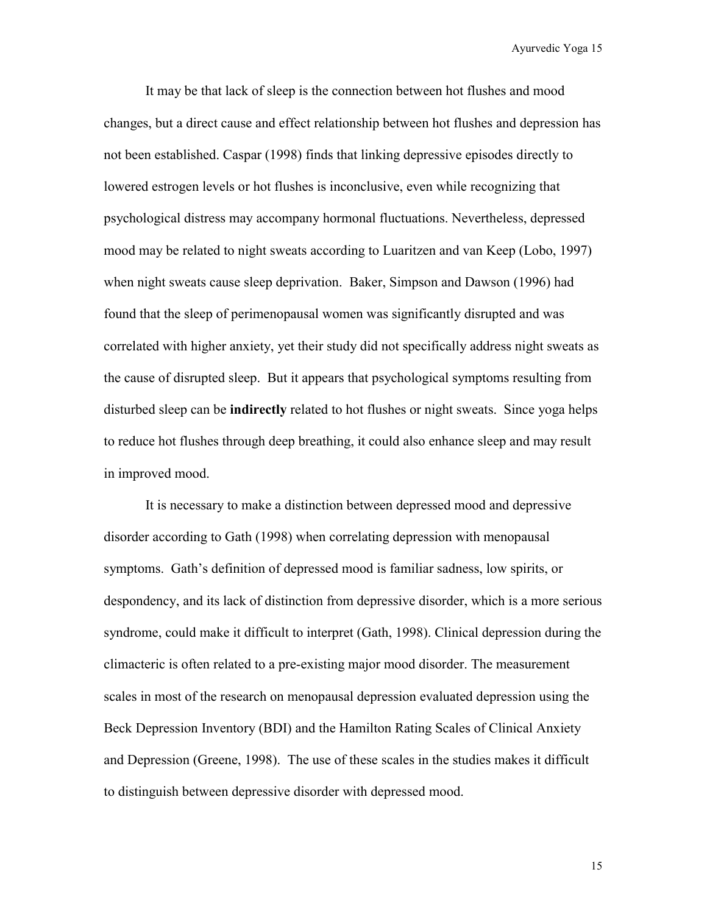It may be that lack of sleep is the connection between hot flushes and mood changes, but a direct cause and effect relationship between hot flushes and depression has not been established. Caspar (1998) finds that linking depressive episodes directly to lowered estrogen levels or hot flushes is inconclusive, even while recognizing that psychological distress may accompany hormonal fluctuations. Nevertheless, depressed mood may be related to night sweats according to Luaritzen and van Keep (Lobo, 1997) when night sweats cause sleep deprivation. Baker, Simpson and Dawson (1996) had found that the sleep of perimenopausal women was significantly disrupted and was correlated with higher anxiety, yet their study did not specifically address night sweats as the cause of disrupted sleep. But it appears that psychological symptoms resulting from disturbed sleep can be **indirectly** related to hot flushes or night sweats. Since yoga helps to reduce hot flushes through deep breathing, it could also enhance sleep and may result in improved mood.

It is necessary to make a distinction between depressed mood and depressive disorder according to Gath (1998) when correlating depression with menopausal symptoms. Gath's definition of depressed mood is familiar sadness, low spirits, or despondency, and its lack of distinction from depressive disorder, which is a more serious syndrome, could make it difficult to interpret (Gath, 1998). Clinical depression during the climacteric is often related to a pre-existing major mood disorder. The measurement scales in most of the research on menopausal depression evaluated depression using the Beck Depression Inventory (BDI) and the Hamilton Rating Scales of Clinical Anxiety and Depression (Greene, 1998). The use of these scales in the studies makes it difficult to distinguish between depressive disorder with depressed mood.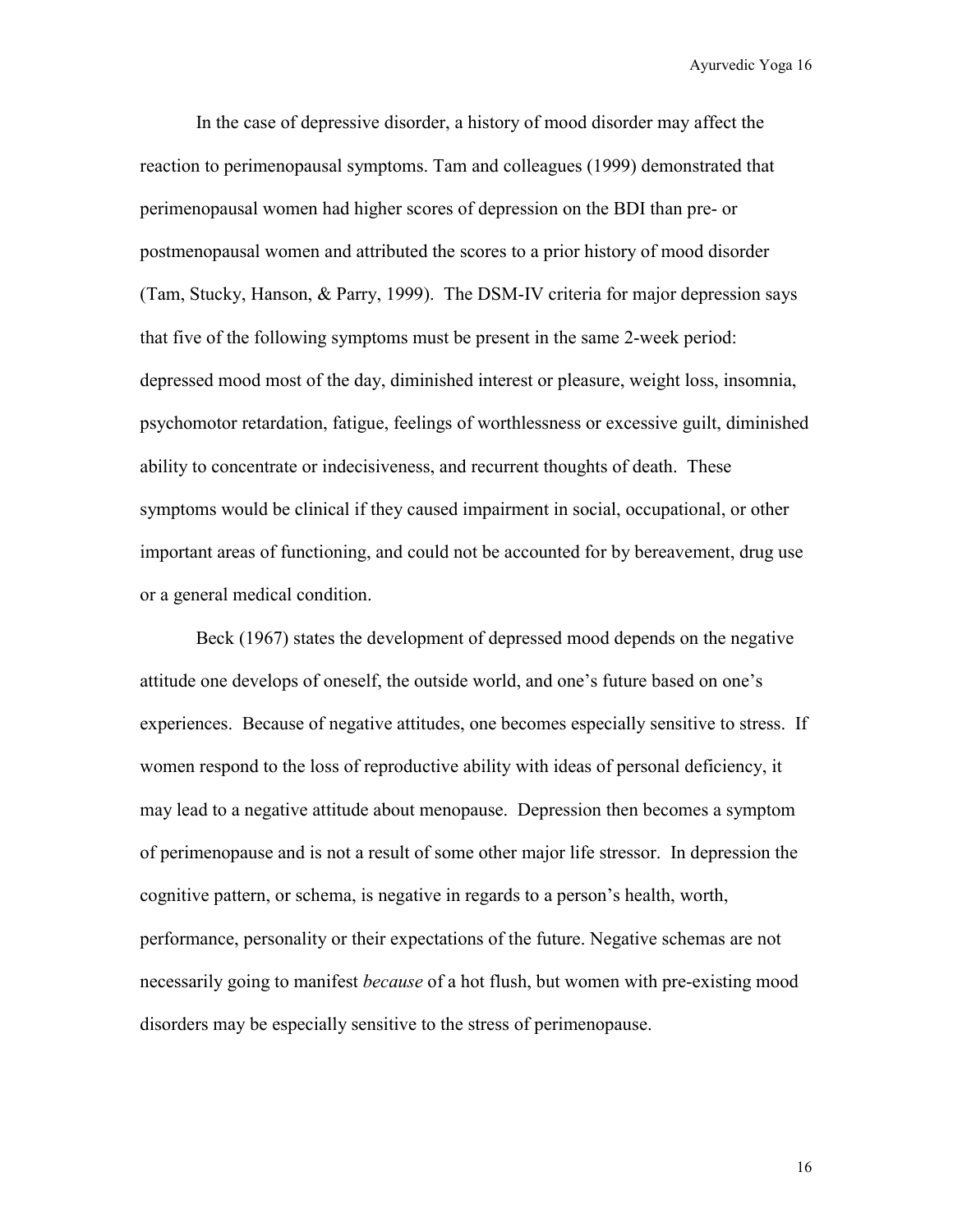In the case of depressive disorder, a history of mood disorder may affect the reaction to perimenopausal symptoms. Tam and colleagues (1999) demonstrated that perimenopausal women had higher scores of depression on the BDI than pre- or postmenopausal women and attributed the scores to a prior history of mood disorder (Tam, Stucky, Hanson, & Parry, 1999). The DSM-IV criteria for major depression says that five of the following symptoms must be present in the same 2-week period: depressed mood most of the day, diminished interest or pleasure, weight loss, insomnia, psychomotor retardation, fatigue, feelings of worthlessness or excessive guilt, diminished ability to concentrate or indecisiveness, and recurrent thoughts of death. These symptoms would be clinical if they caused impairment in social, occupational, or other important areas of functioning, and could not be accounted for by bereavement, drug use or a general medical condition.

Beck (1967) states the development of depressed mood depends on the negative attitude one develops of oneself, the outside world, and one's future based on one's experiences. Because of negative attitudes, one becomes especially sensitive to stress. If women respond to the loss of reproductive ability with ideas of personal deficiency, it may lead to a negative attitude about menopause. Depression then becomes a symptom of perimenopause and is not a result of some other major life stressor. In depression the cognitive pattern, or schema, is negative in regards to a person's health, worth, performance, personality or their expectations of the future. Negative schemas are not necessarily going to manifest *because* of a hot flush, but women with pre-existing mood disorders may be especially sensitive to the stress of perimenopause.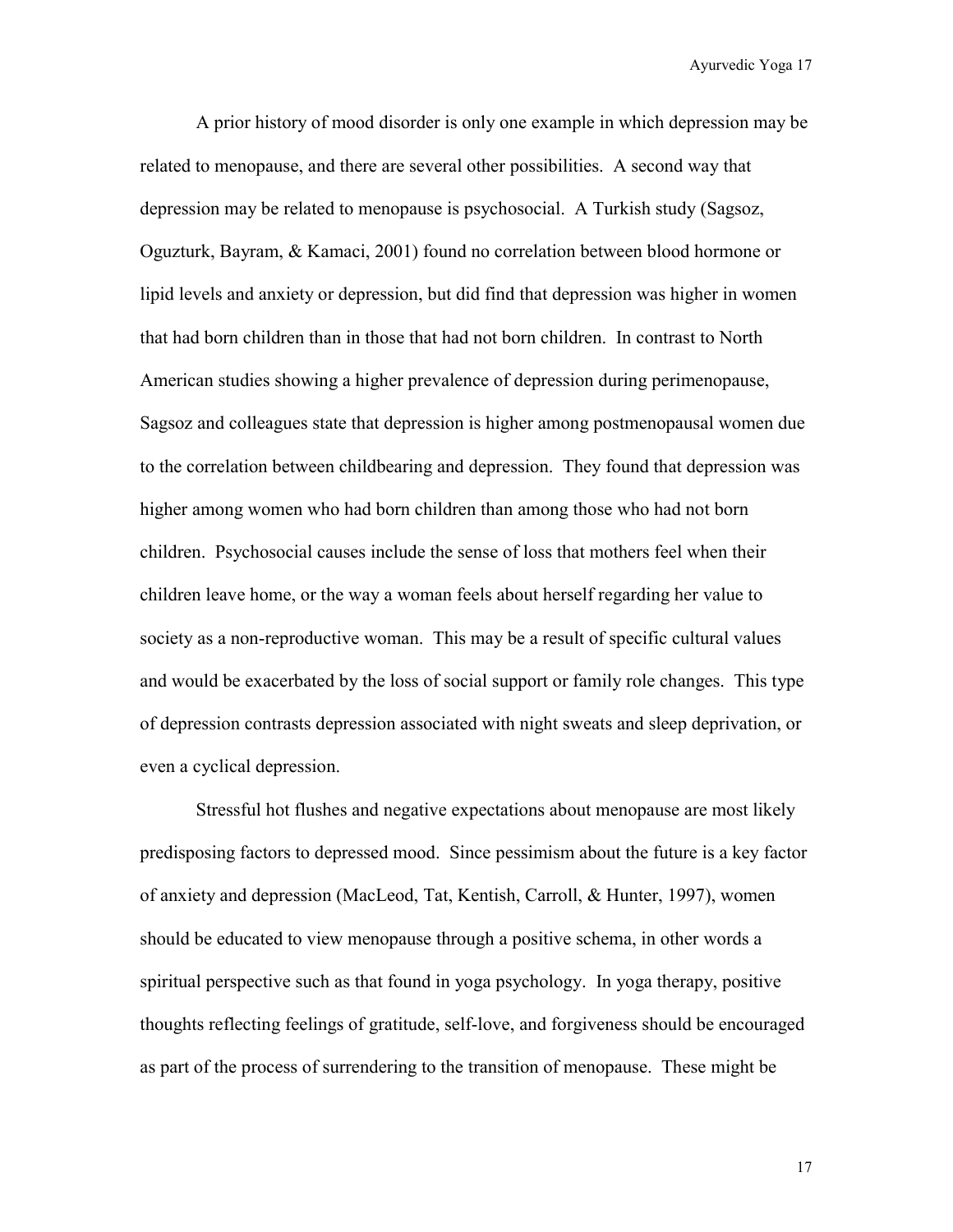A prior history of mood disorder is only one example in which depression may be related to menopause, and there are several other possibilities. A second way that depression may be related to menopause is psychosocial. A Turkish study (Sagsoz, Oguzturk, Bayram, & Kamaci, 2001) found no correlation between blood hormone or lipid levels and anxiety or depression, but did find that depression was higher in women that had born children than in those that had not born children. In contrast to North American studies showing a higher prevalence of depression during perimenopause, Sagsoz and colleagues state that depression is higher among postmenopausal women due to the correlation between childbearing and depression. They found that depression was higher among women who had born children than among those who had not born children. Psychosocial causes include the sense of loss that mothers feel when their children leave home, or the way a woman feels about herself regarding her value to society as a non-reproductive woman. This may be a result of specific cultural values and would be exacerbated by the loss of social support or family role changes. This type of depression contrasts depression associated with night sweats and sleep deprivation, or even a cyclical depression.

Stressful hot flushes and negative expectations about menopause are most likely predisposing factors to depressed mood. Since pessimism about the future is a key factor of anxiety and depression (MacLeod, Tat, Kentish, Carroll, & Hunter, 1997), women should be educated to view menopause through a positive schema, in other words a spiritual perspective such as that found in yoga psychology. In yoga therapy, positive thoughts reflecting feelings of gratitude, self-love, and forgiveness should be encouraged as part of the process of surrendering to the transition of menopause. These might be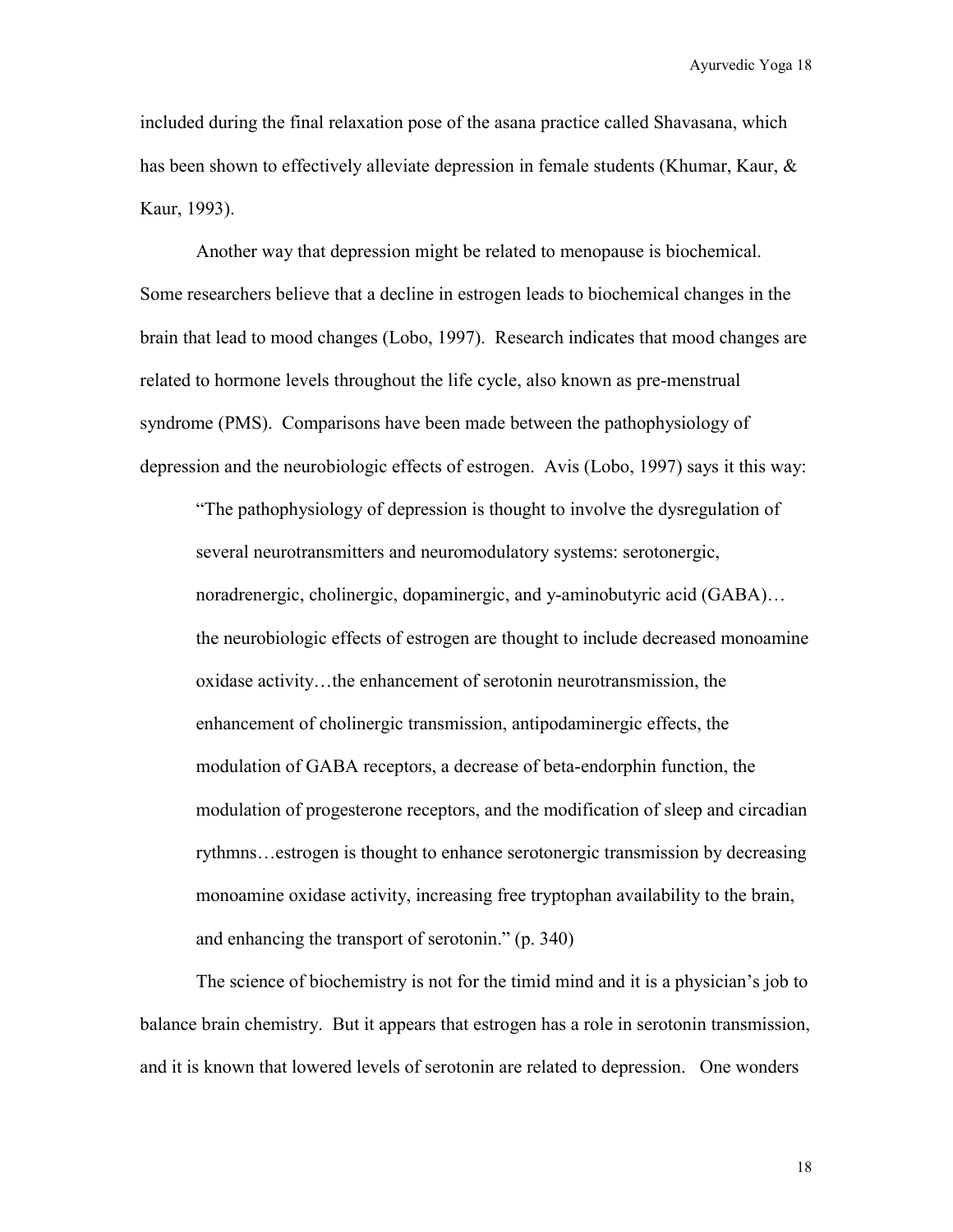included during the final relaxation pose of the asana practice called Shavasana, which has been shown to effectively alleviate depression in female students (Khumar, Kaur, & Kaur, 1993).

Another way that depression might be related to menopause is biochemical. Some researchers believe that a decline in estrogen leads to biochemical changes in the brain that lead to mood changes (Lobo, 1997). Research indicates that mood changes are related to hormone levels throughout the life cycle, also known as pre-menstrual syndrome (PMS). Comparisons have been made between the pathophysiology of depression and the neurobiologic effects of estrogen. Avis (Lobo, 1997) says it this way:

> "The pathophysiology of depression is thought to involve the dysregulation of several neurotransmitters and neuromodulatory systems: serotonergic, noradrenergic, cholinergic, dopaminergic, and y-aminobutyric acid (GABA)… the neurobiologic effects of estrogen are thought to include decreased monoamine oxidase activity…the enhancement of serotonin neurotransmission, the enhancement of cholinergic transmission, antipodaminergic effects, the modulation of GABA receptors, a decrease of beta-endorphin function, the modulation of progesterone receptors, and the modification of sleep and circadian rythmns…estrogen is thought to enhance serotonergic transmission by decreasing monoamine oxidase activity, increasing free tryptophan availability to the brain, and enhancing the transport of serotonin." (p. 340)

The science of biochemistry is not for the timid mind and it is a physician's job to balance brain chemistry. But it appears that estrogen has a role in serotonin transmission, and it is known that lowered levels of serotonin are related to depression. One wonders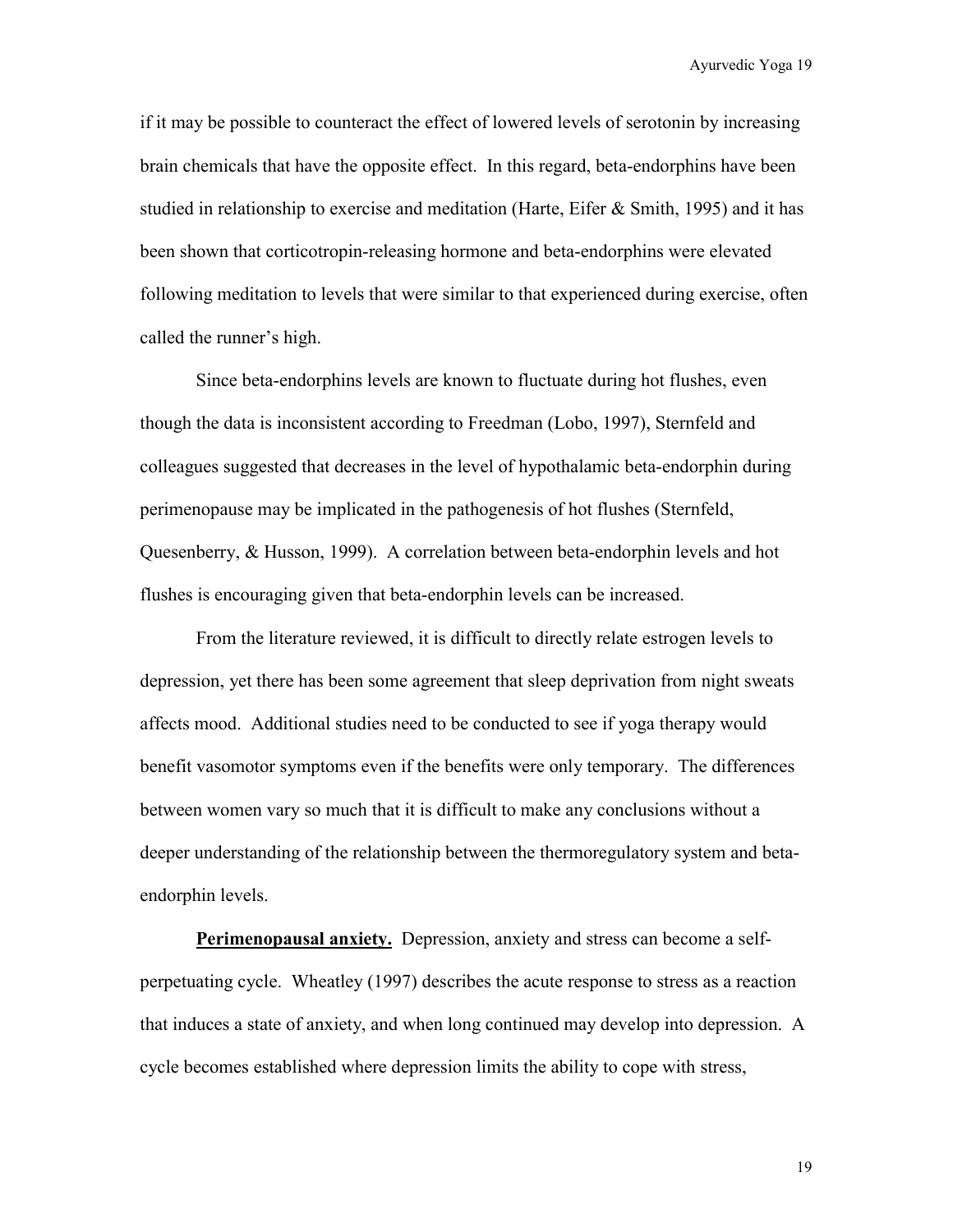if it may be possible to counteract the effect of lowered levels of serotonin by increasing brain chemicals that have the opposite effect. In this regard, beta-endorphins have been studied in relationship to exercise and meditation (Harte, Eifer & Smith, 1995) and it has been shown that corticotropin-releasing hormone and beta-endorphins were elevated following meditation to levels that were similar to that experienced during exercise, often called the runner's high.

Since beta-endorphins levels are known to fluctuate during hot flushes, even though the data is inconsistent according to Freedman (Lobo, 1997), Sternfeld and colleagues suggested that decreases in the level of hypothalamic beta-endorphin during perimenopause may be implicated in the pathogenesis of hot flushes (Sternfeld, Quesenberry, & Husson, 1999). A correlation between beta-endorphin levels and hot flushes is encouraging given that beta-endorphin levels can be increased.

From the literature reviewed, it is difficult to directly relate estrogen levels to depression, yet there has been some agreement that sleep deprivation from night sweats affects mood. Additional studies need to be conducted to see if yoga therapy would benefit vasomotor symptoms even if the benefits were only temporary. The differences between women vary so much that it is difficult to make any conclusions without a deeper understanding of the relationship between the thermoregulatory system and beta-endorphin levels.

**Perimenopausal anxiety.** Depression, anxiety and stress can become a self-perpetuating cycle. Wheatley (1997) describes the acute response to stress as a reaction that induces a state of anxiety, and when long continued may develop into depression. A cycle becomes established where depression limits the ability to cope with stress,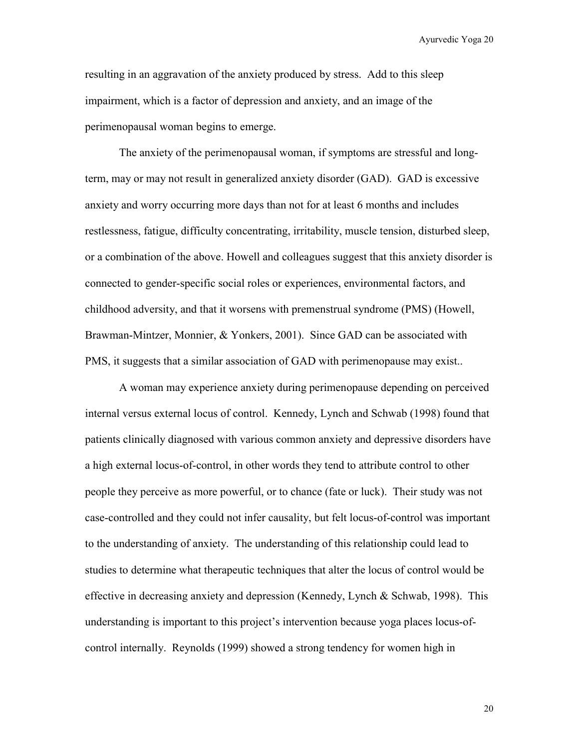resulting in an aggravation of the anxiety produced by stress. Add to this sleep impairment, which is a factor of depression and anxiety, and an image of the perimenopausal woman begins to emerge.

The anxiety of the perimenopausal woman, if symptoms are stressful and long-term, may or may not result in generalized anxiety disorder (GAD). GAD is excessive anxiety and worry occurring more days than not for at least 6 months and includes restlessness, fatigue, difficulty concentrating, irritability, muscle tension, disturbed sleep, or a combination of the above. Howell and colleagues suggest that this anxiety disorder is connected to gender-specific social roles or experiences, environmental factors, and childhood adversity, and that it worsens with premenstrual syndrome (PMS) (Howell, Brawman-Mintzer, Monnier, & Yonkers, 2001). Since GAD can be associated with PMS, it suggests that a similar association of GAD with perimenopause may exist..

A woman may experience anxiety during perimenopause depending on perceived internal versus external locus of control. Kennedy, Lynch and Schwab (1998) found that patients clinically diagnosed with various common anxiety and depressive disorders have a high external locus-of-control, in other words they tend to attribute control to other people they perceive as more powerful, or to chance (fate or luck). Their study was not case-controlled and they could not infer causality, but felt locus-of-control was important to the understanding of anxiety. The understanding of this relationship could lead to studies to determine what therapeutic techniques that alter the locus of control would be effective in decreasing anxiety and depression (Kennedy, Lynch & Schwab, 1998). This understanding is important to this project's intervention because yoga places locus-of-control internally. Reynolds (1999) showed a strong tendency for women high in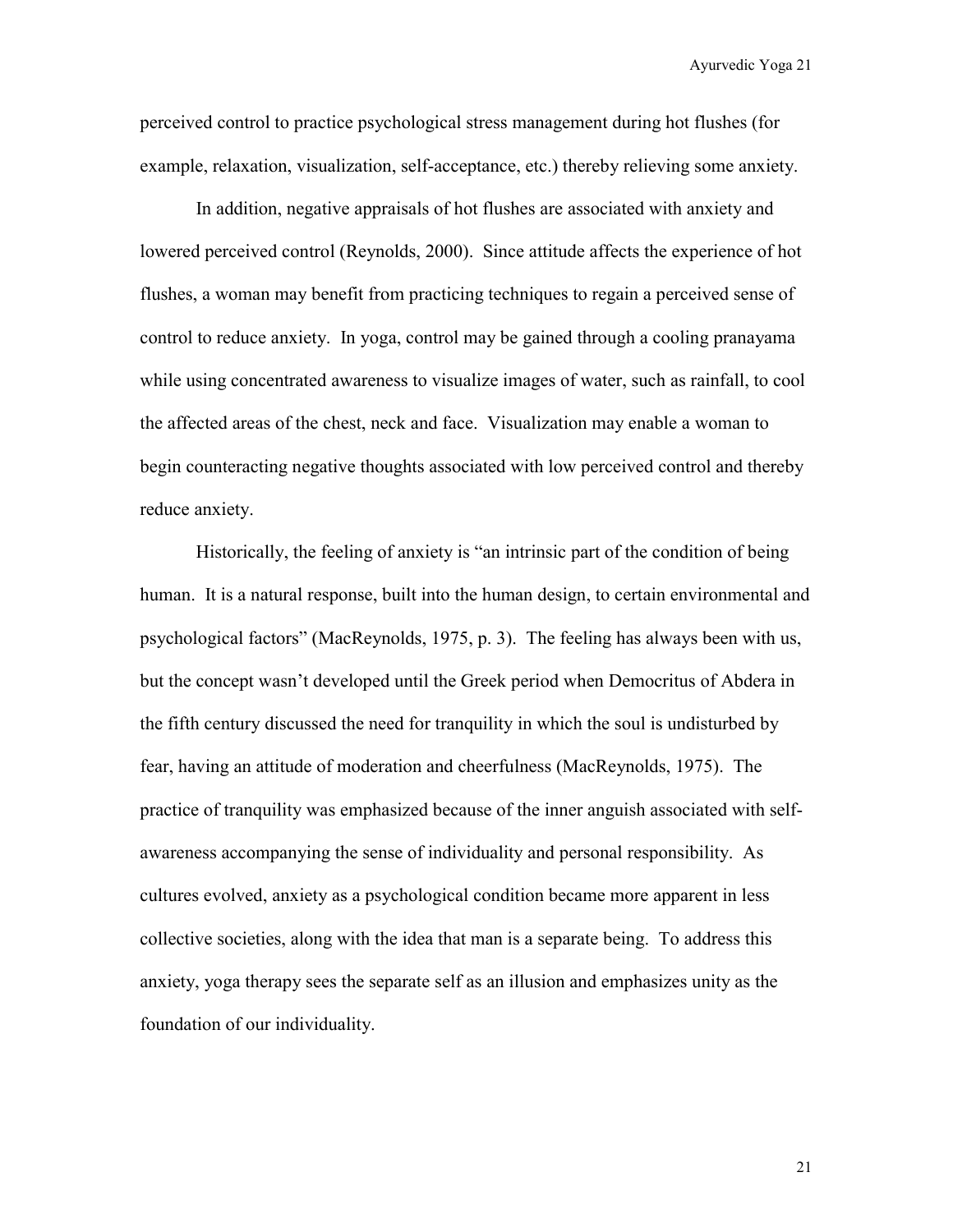perceived control to practice psychological stress management during hot flushes (for example, relaxation, visualization, self-acceptance, etc.) thereby relieving some anxiety.

In addition, negative appraisals of hot flushes are associated with anxiety and lowered perceived control (Reynolds, 2000). Since attitude affects the experience of hot flushes, a woman may benefit from practicing techniques to regain a perceived sense of control to reduce anxiety. In yoga, control may be gained through a cooling pranayama while using concentrated awareness to visualize images of water, such as rainfall, to cool the affected areas of the chest, neck and face. Visualization may enable a woman to begin counteracting negative thoughts associated with low perceived control and thereby reduce anxiety.

Historically, the feeling of anxiety is "an intrinsic part of the condition of being human. It is a natural response, built into the human design, to certain environmental and psychological factors" (MacReynolds, 1975, p. 3). The feeling has always been with us, but the concept wasn't developed until the Greek period when Democritus of Abdera in the fifth century discussed the need for tranquility in which the soul is undisturbed by fear, having an attitude of moderation and cheerfulness (MacReynolds, 1975). The practice of tranquility was emphasized because of the inner anguish associated with self-awareness accompanying the sense of individuality and personal responsibility. As cultures evolved, anxiety as a psychological condition became more apparent in less collective societies, along with the idea that man is a separate being. To address this anxiety, yoga therapy sees the separate self as an illusion and emphasizes unity as the foundation of our individuality.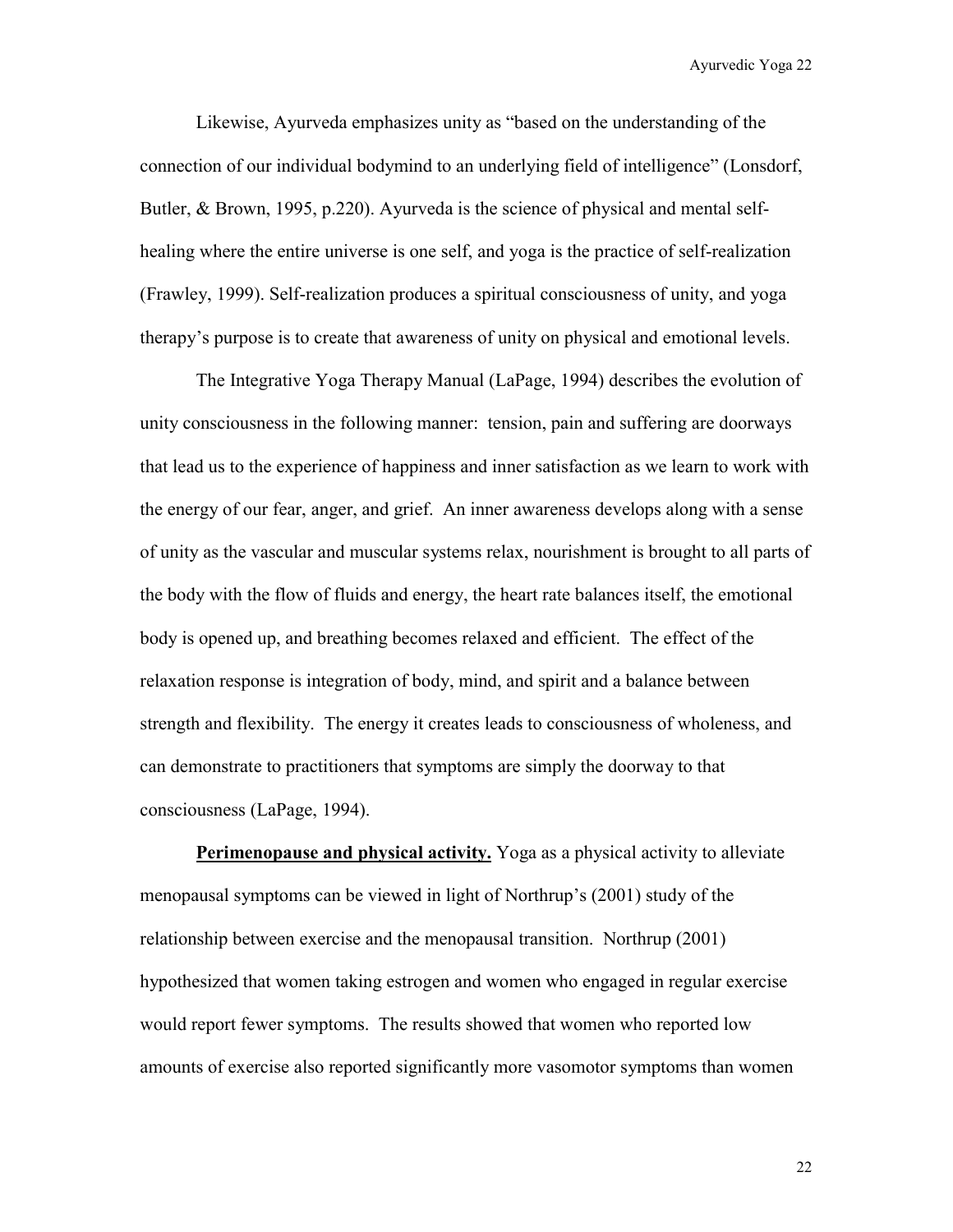Likewise, Ayurveda emphasizes unity as "based on the understanding of the connection of our individual bodymind to an underlying field of intelligence" (Lonsdorf, Butler, & Brown, 1995, p.220). Ayurveda is the science of physical and mental self-healing where the entire universe is one self, and yoga is the practice of self-realization (Frawley, 1999). Self-realization produces a spiritual consciousness of unity, and yoga therapy's purpose is to create that awareness of unity on physical and emotional levels.

The Integrative Yoga Therapy Manual (LaPage, 1994) describes the evolution of unity consciousness in the following manner: tension, pain and suffering are doorways that lead us to the experience of happiness and inner satisfaction as we learn to work with the energy of our fear, anger, and grief. An inner awareness develops along with a sense of unity as the vascular and muscular systems relax, nourishment is brought to all parts of the body with the flow of fluids and energy, the heart rate balances itself, the emotional body is opened up, and breathing becomes relaxed and efficient. The effect of the relaxation response is integration of body, mind, and spirit and a balance between strength and flexibility. The energy it creates leads to consciousness of wholeness, and can demonstrate to practitioners that symptoms are simply the doorway to that consciousness (LaPage, 1994).

**Perimenopause and physical activity.** Yoga as a physical activity to alleviate menopausal symptoms can be viewed in light of Northrup's (2001) study of the relationship between exercise and the menopausal transition. Northrup (2001) hypothesized that women taking estrogen and women who engaged in regular exercise would report fewer symptoms. The results showed that women who reported low amounts of exercise also reported significantly more vasomotor symptoms than women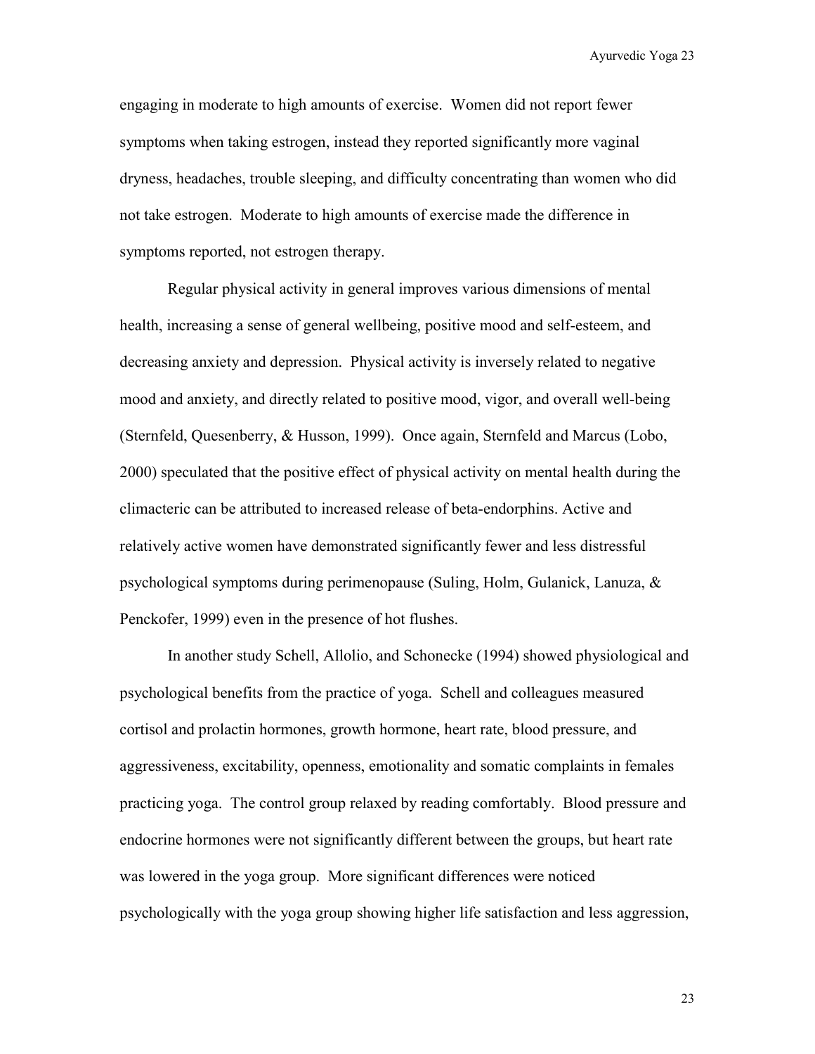engaging in moderate to high amounts of exercise. Women did not report fewer symptoms when taking estrogen, instead they reported significantly more vaginal dryness, headaches, trouble sleeping, and difficulty concentrating than women who did not take estrogen. Moderate to high amounts of exercise made the difference in symptoms reported, not estrogen therapy.

Regular physical activity in general improves various dimensions of mental health, increasing a sense of general wellbeing, positive mood and self-esteem, and decreasing anxiety and depression. Physical activity is inversely related to negative mood and anxiety, and directly related to positive mood, vigor, and overall well-being (Sternfeld, Quesenberry, & Husson, 1999). Once again, Sternfeld and Marcus (Lobo, 2000) speculated that the positive effect of physical activity on mental health during the climacteric can be attributed to increased release of beta-endorphins. Active and relatively active women have demonstrated significantly fewer and less distressful psychological symptoms during perimenopause (Suling, Holm, Gulanick, Lanuza, & Penckofer, 1999) even in the presence of hot flushes.

In another study Schell, Allolio, and Schonecke (1994) showed physiological and psychological benefits from the practice of yoga. Schell and colleagues measured cortisol and prolactin hormones, growth hormone, heart rate, blood pressure, and aggressiveness, excitability, openness, emotionality and somatic complaints in females practicing yoga. The control group relaxed by reading comfortably. Blood pressure and endocrine hormones were not significantly different between the groups, but heart rate was lowered in the yoga group. More significant differences were noticed psychologically with the yoga group showing higher life satisfaction and less aggression,